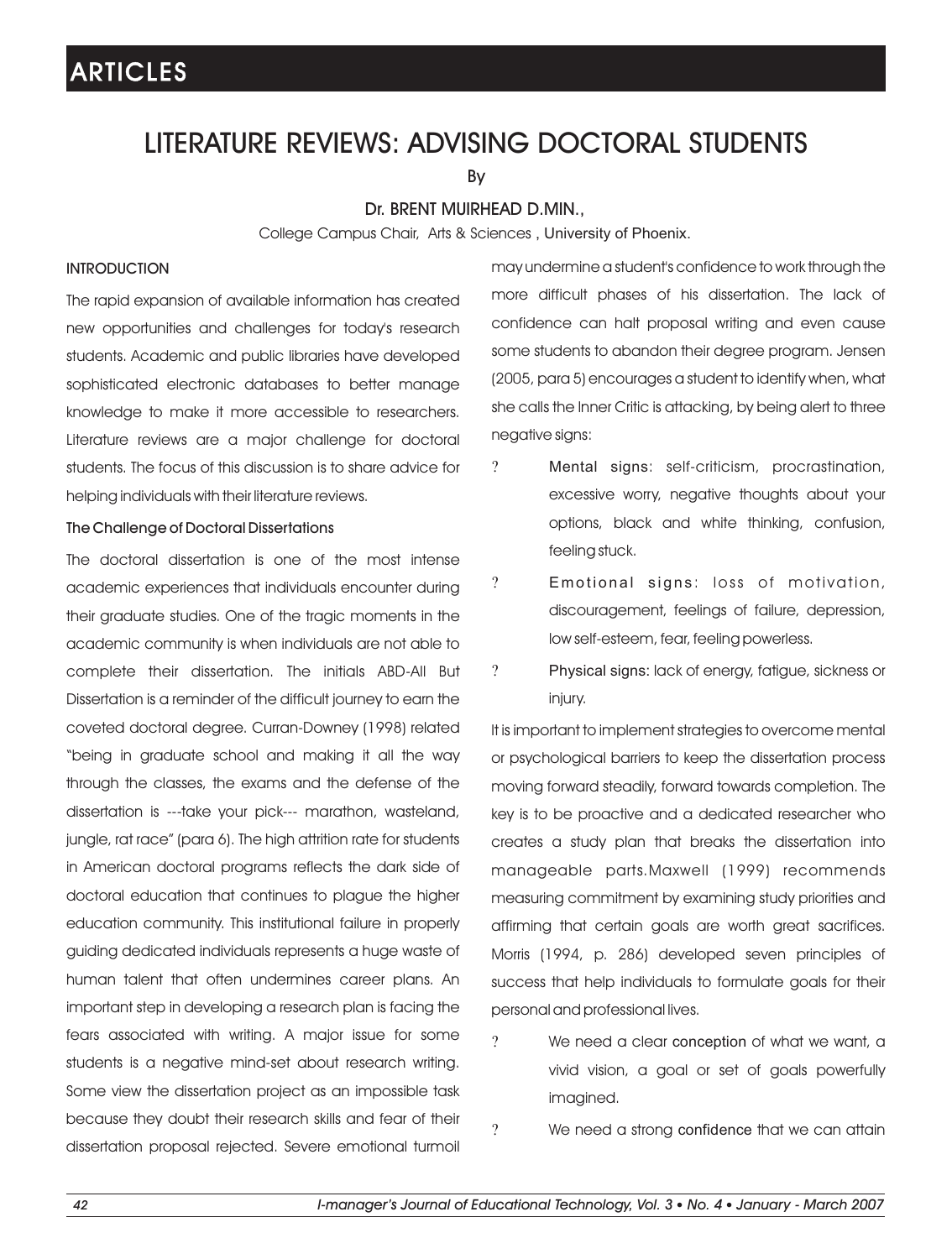ARTICLES

# LITERATURE REVIEWS: ADVISING DOCTORAL STUDENTS

By

Dr. BRENT MUIRHEAD D.MIN.,

College Campus Chair, Arts & Sciences , University of Phoenix.

## INTRODUCTION

The rapid expansion of available information has created new opportunities and challenges for today's research students. Academic and public libraries have developed sophisticated electronic databases to better manage knowledge to make it more accessible to researchers. Literature reviews are a major challenge for doctoral students. The focus of this discussion is to share advice for helping individuals with their literature reviews.

### The Challenge of Doctoral Dissertations

The doctoral dissertation is one of the most intense academic experiences that individuals encounter during their graduate studies. One of the tragic moments in the academic community is when individuals are not able to complete their dissertation. The initials ABD-All But Dissertation is a reminder of the difficult journey to earn the coveted doctoral degree. Curran-Downey (1998) related "being in graduate school and making it all the way through the classes, the exams and the defense of the dissertation is ---take your pick--- marathon, wasteland, jungle, rat race" (para 6). The high attrition rate for students in American doctoral programs reflects the dark side of doctoral education that continues to plague the higher education community. This institutional failure in properly guiding dedicated individuals represents a huge waste of human talent that often undermines career plans. An important step in developing a research plan is facing the fears associated with writing. A major issue for some students is a negative mind-set about research writing. Some view the dissertation project as an impossible task because they doubt their research skills and fear of their dissertation proposal rejected. Severe emotional turmoil may undermine a student's confidence to work through the more difficult phases of his dissertation. The lack of confidence can halt proposal writing and even cause some students to abandon their degree program. Jensen (2005, para 5) encourages a student to identify when, what she calls the Inner Critic is attacking, by being alert to three negative signs:

- Mental signs: self-criticism, procrastination, excessive worry, negative thoughts about your options, black and white thinking, confusion, feeling stuck.
- Emotional signs: loss of motivation, discouragement, feelings of failure, depression, low self-esteem, fear, feeling powerless.
- Physical signs: lack of energy, fatigue, sickness or injury.

It is important to implement strategies to overcome mental or psychological barriers to keep the dissertation process moving forward steadily, forward towards completion. The key is to be proactive and a dedicated researcher who creates a study plan that breaks the dissertation into manageable parts.Maxwell (1999) recommends measuring commitment by examining study priorities and affirming that certain goals are worth great sacrifices. Morris (1994, p. 286) developed seven principles of success that help individuals to formulate goals for their personal and professional lives.

- We need a clear conception of what we want, a vivid vision, a goal or set of goals powerfully imagined.
- We need a strong confidence that we can attain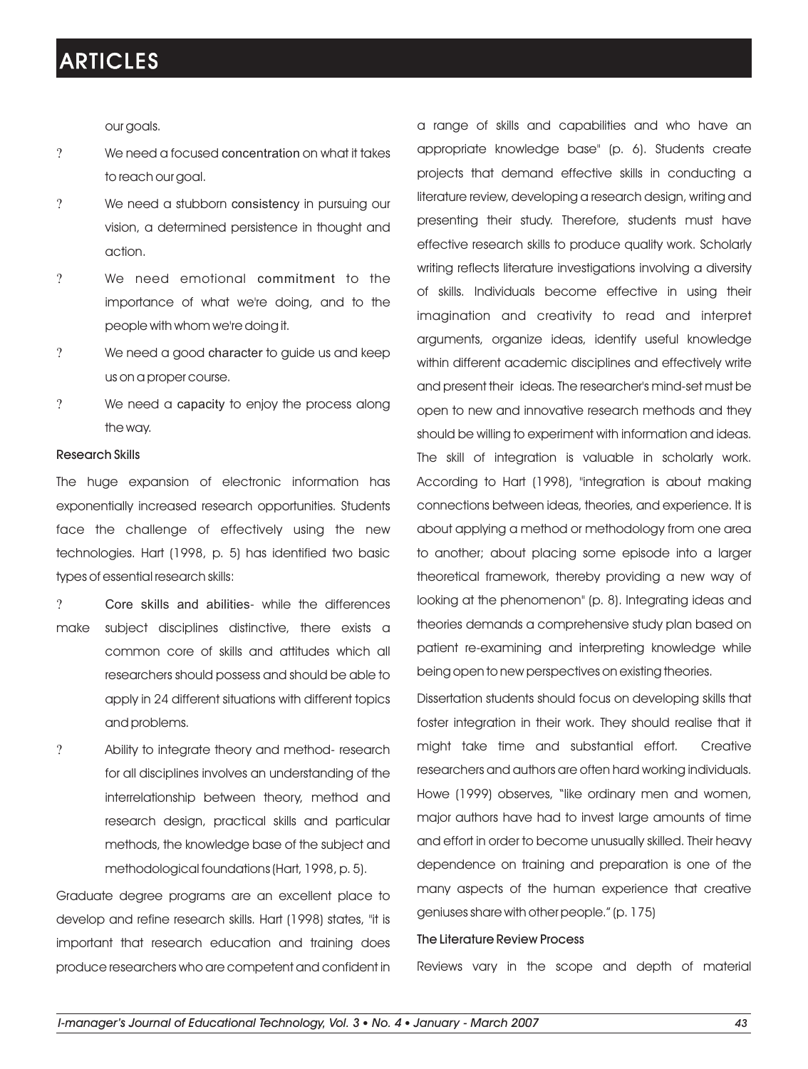our goals.

- We need a focused concentration on what it takes to reach our goal.
- We need a stubborn consistency in pursuing our vision, a determined persistence in thought and action.
- We need emotional commitment to the importance of what we're doing, and to the people with whom we're doing it.
- We need a good character to guide us and keep us on a proper course.
- We need a capacity to enjoy the process along the way.

### Research Skills

The huge expansion of electronic information has exponentially increased research opportunities. Students face the challenge of effectively using the new technologies. Hart (1998, p. 5) has identified two basic types of essential research skills:

- Core skills and abilities- while the differences make subject disciplines distinctive, there exists a common core of skills and attitudes which all researchers should possess and should be able to apply in 24 different situations with different topics and problems.
- Ability to integrate theory and method- research for all disciplines involves an understanding of the interrelationship between theory, method and research design, practical skills and particular methods, the knowledge base of the subject and methodological foundations (Hart, 1998, p. 5).

Graduate degree programs are an excellent place to develop and refine research skills. Hart (1998) states, "it is important that research education and training does produce researchers who are competent and confident in a range of skills and capabilities and who have an appropriate knowledge base" (p. 6). Students create projects that demand effective skills in conducting a literature review, developing a research design, writing and presenting their study. Therefore, students must have effective research skills to produce quality work. Scholarly writing reflects literature investigations involving a diversity of skills. Individuals become effective in using their imagination and creativity to read and interpret arguments, organize ideas, identify useful knowledge within different academic disciplines and effectively write and present their ideas. The researcher's mind-set must be open to new and innovative research methods and they should be willing to experiment with information and ideas. The skill of integration is valuable in scholarly work. According to Hart (1998), "integration is about making connections between ideas, theories, and experience. It is about applying a method or methodology from one area to another; about placing some episode into a larger theoretical framework, thereby providing a new way of looking at the phenomenon" (p. 8). Integrating ideas and theories demands a comprehensive study plan based on patient re-examining and interpreting knowledge while being open to new perspectives on existing theories.

Dissertation students should focus on developing skills that foster integration in their work. They should realise that it might take time and substantial effort. Creative researchers and authors are often hard working individuals. Howe (1999) observes, "like ordinary men and women, major authors have had to invest large amounts of time and effort in order to become unusually skilled. Their heavy dependence on training and preparation is one of the many aspects of the human experience that creative geniuses share with other people." (p. 175)

### The Literature Review Process

Reviews vary in the scope and depth of material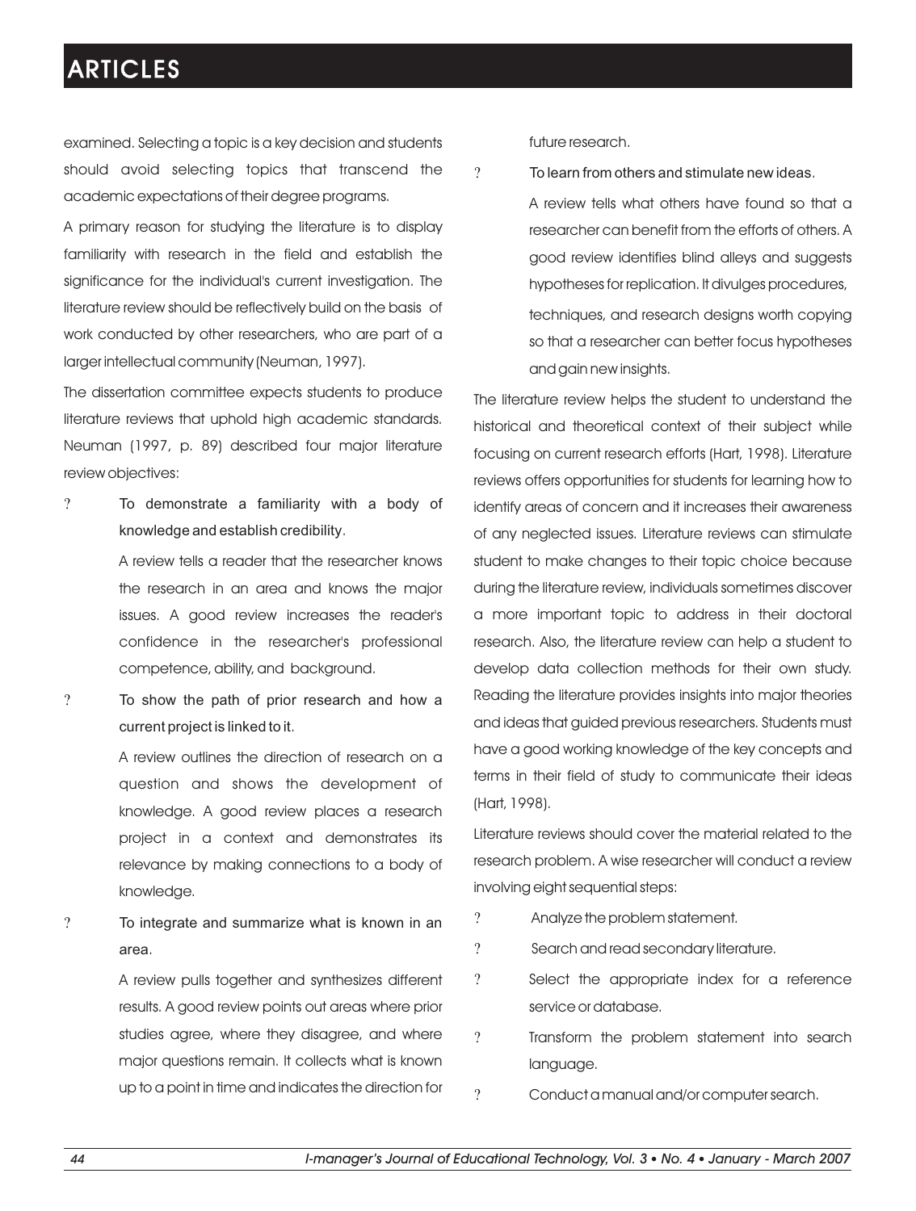examined. Selecting a topic is a key decision and students should avoid selecting topics that transcend the academic expectations of their degree programs.

A primary reason for studying the literature is to display familiarity with research in the field and establish the significance for the individual's current investigation. The literature review should be reflectively build on the basis of work conducted by other researchers, who are part of a larger intellectual community (Neuman, 1997).

The dissertation committee expects students to produce literature reviews that uphold high academic standards. Neuman (1997, p. 89) described four major literature review objectives:

- To demonstrate a familiarity with a body of knowledge and establish credibility.

  A review tells a reader that the researcher knows the research in an area and knows the major issues. A good review increases the reader's confidence in the researcher's professional competence, ability, and background.

- To show the path of prior research and how a current project is linked to it.

  A review outlines the direction of research on a question and shows the development of knowledge. A good review places a research project in a context and demonstrates its relevance by making connections to a body of knowledge.

- To integrate and summarize what is known in an area.

  A review pulls together and synthesizes different results. A good review points out areas where prior studies agree, where they disagree, and where major questions remain. It collects what is known up to a point in time and indicates the direction for future research.

- To learn from others and stimulate new ideas.

  A review tells what others have found so that a researcher can benefit from the efforts of others. A good review identifies blind alleys and suggests hypotheses for replication. It divulges procedures, techniques, and research designs worth copying so that a researcher can better focus hypotheses and gain new insights.

The literature review helps the student to understand the historical and theoretical context of their subject while focusing on current research efforts (Hart, 1998). Literature reviews offers opportunities for students for learning how to identify areas of concern and it increases their awareness of any neglected issues. Literature reviews can stimulate student to make changes to their topic choice because during the literature review, individuals sometimes discover a more important topic to address in their doctoral research. Also, the literature review can help a student to develop data collection methods for their own study. Reading the literature provides insights into major theories and ideas that guided previous researchers. Students must have a good working knowledge of the key concepts and terms in their field of study to communicate their ideas (Hart, 1998).

Literature reviews should cover the material related to the research problem. A wise researcher will conduct a review involving eight sequential steps:

- Analyze the problem statement.
- Search and read secondary literature.
- Select the appropriate index for a reference service or database.
- Transform the problem statement into search language.
- Conduct a manual and/or computer search.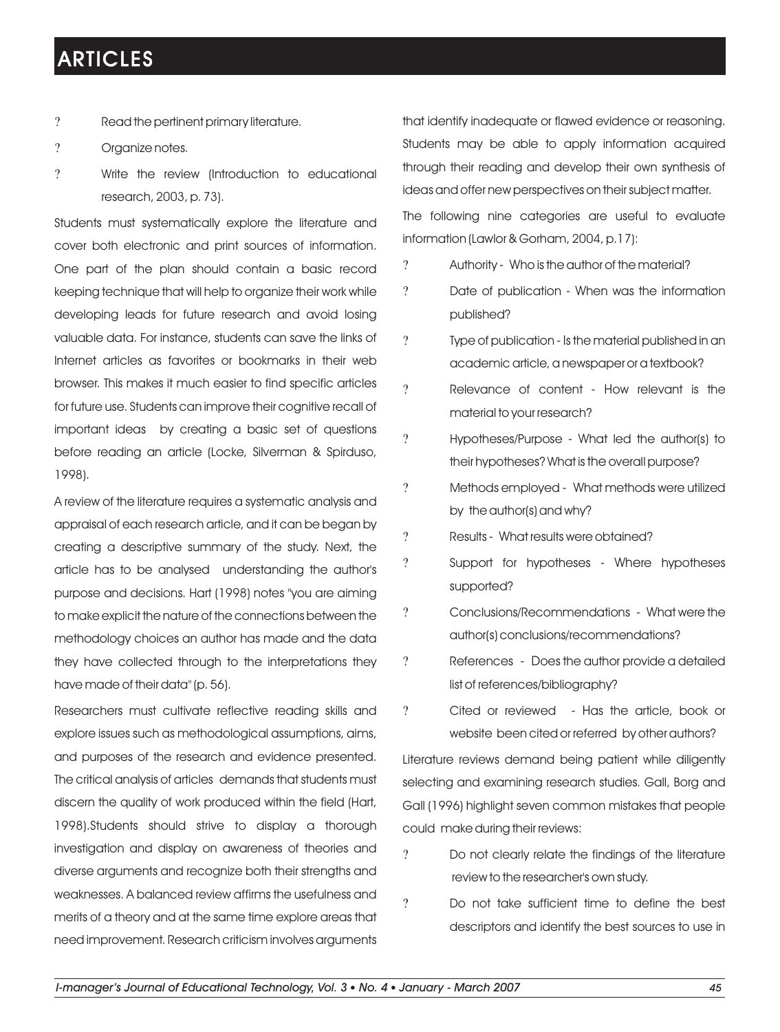- Read the pertinent primary literature.
- Organize notes.
- Write the review (Introduction to educational research, 2003, p. 73).

Students must systematically explore the literature and cover both electronic and print sources of information. One part of the plan should contain a basic record keeping technique that will help to organize their work while developing leads for future research and avoid losing valuable data. For instance, students can save the links of Internet articles as favorites or bookmarks in their web browser. This makes it much easier to find specific articles for future use. Students can improve their cognitive recall of important ideas by creating a basic set of questions before reading an article (Locke, Silverman & Spirduso, 1998).

A review of the literature requires a systematic analysis and appraisal of each research article, and it can be began by creating a descriptive summary of the study. Next, the article has to be analysed understanding the author's purpose and decisions. Hart (1998) notes "you are aiming to make explicit the nature of the connections between the methodology choices an author has made and the data they have collected through to the interpretations they have made of their data" (p. 56).

Researchers must cultivate reflective reading skills and explore issues such as methodological assumptions, aims, and purposes of the research and evidence presented. The critical analysis of articles demands that students must discern the quality of work produced within the field (Hart, 1998).Students should strive to display a thorough investigation and display on awareness of theories and diverse arguments and recognize both their strengths and weaknesses. A balanced review affirms the usefulness and merits of a theory and at the same time explore areas that need improvement. Research criticism involves arguments that identify inadequate or flawed evidence or reasoning. Students may be able to apply information acquired through their reading and develop their own synthesis of ideas and offer new perspectives on their subject matter.

The following nine categories are useful to evaluate information (Lawlor & Gorham, 2004, p.17):

- Authority - Who is the author of the material?
- Date of publication - When was the information published?
- Type of publication - Is the material published in an academic article, a newspaper or a textbook?
- Relevance of content - How relevant is the material to your research?
- Hypotheses/Purpose - What led the author(s) to their hypotheses? What is the overall purpose?
- Methods employed - What methods were utilized by the author(s) and why?
- Results - What results were obtained?
- Support for hypotheses - Where hypotheses supported?
- Conclusions/Recommendations - What were the author(s) conclusions/recommendations?
- References - Does the author provide a detailed list of references/bibliography?
- Cited or reviewed - Has the article, book or website been cited or referred by other authors?

Literature reviews demand being patient while diligently selecting and examining research studies. Gall, Borg and Gall (1996) highlight seven common mistakes that people could make during their reviews:

- Do not clearly relate the findings of the literature review to the researcher's own study.
- Do not take sufficient time to define the best descriptors and identify the best sources to use in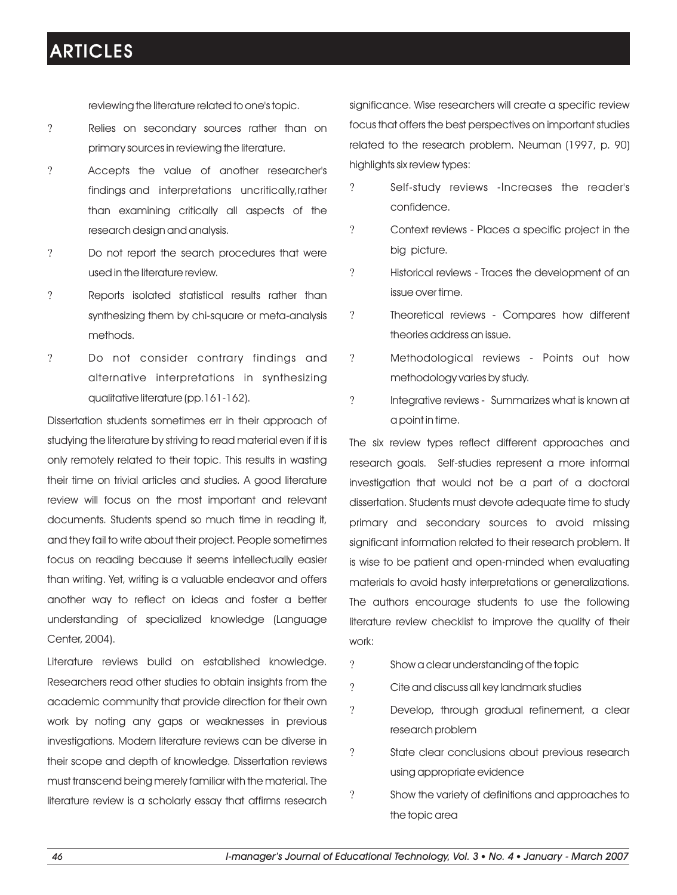reviewing the literature related to one's topic.

- Relies on secondary sources rather than on primary sources in reviewing the literature.
- Accepts the value of another researcher's findings and interpretations uncritically, rather than examining critically all aspects of the research design and analysis.
- Do not report the search procedures that were used in the literature review.
- Reports isolated statistical results rather than synthesizing them by chi-square or meta-analysis methods.
- Do not consider contrary findings and alternative interpretations in synthesizing qualitative literature (pp.161-162).

Dissertation students sometimes err in their approach of studying the literature by striving to read material even if it is only remotely related to their topic. This results in wasting their time on trivial articles and studies. A good literature review will focus on the most important and relevant documents. Students spend so much time in reading it, and they fail to write about their project. People sometimes focus on reading because it seems intellectually easier than writing. Yet, writing is a valuable endeavor and offers another way to reflect on ideas and foster a better understanding of specialized knowledge (Language Center, 2004).

Literature reviews build on established knowledge. Researchers read other studies to obtain insights from the academic community that provide direction for their own work by noting any gaps or weaknesses in previous investigations. Modern literature reviews can be diverse in their scope and depth of knowledge. Dissertation reviews must transcend being merely familiar with the material. The literature review is a scholarly essay that affirms research significance. Wise researchers will create a specific review focus that offers the best perspectives on important studies related to the research problem. Neuman (1997, p. 90) highlights six review types:

- Self-study reviews -Increases the reader's confidence.
- Context reviews - Places a specific project in the big picture.
- Historical reviews - Traces the development of an issue over time.
- Theoretical reviews - Compares how different theories address an issue.
- Methodological reviews - Points out how methodology varies by study.
- Integrative reviews - Summarizes what is known at a point in time.

The six review types reflect different approaches and research goals. Self-studies represent a more informal investigation that would not be a part of a doctoral dissertation. Students must devote adequate time to study primary and secondary sources to avoid missing significant information related to their research problem. It is wise to be patient and open-minded when evaluating materials to avoid hasty interpretations or generalizations. The authors encourage students to use the following literature review checklist to improve the quality of their work:

- Show a clear understanding of the topic
- Cite and discuss all key landmark studies
- Develop, through gradual refinement, a clear research problem
- State clear conclusions about previous research using appropriate evidence
- Show the variety of definitions and approaches to the topic area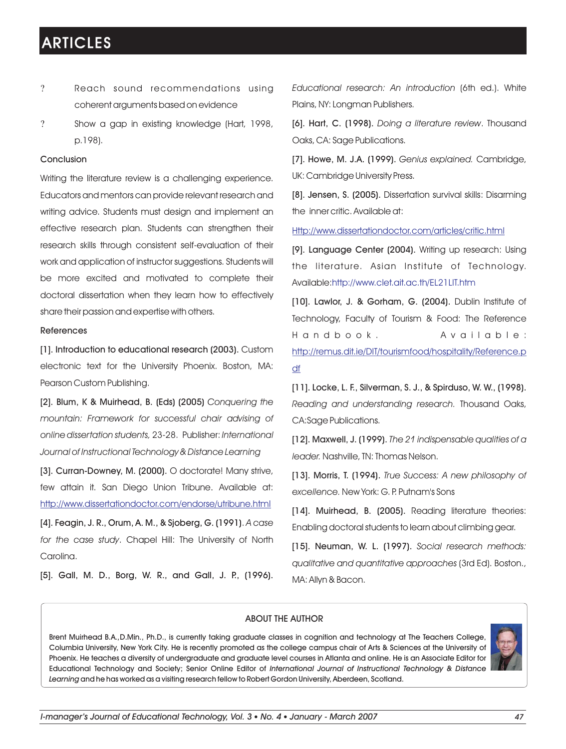- Reach sound recommendations using coherent arguments based on evidence
- Show a gap in existing knowledge (Hart, 1998, p.198).

## Conclusion

Writing the literature review is a challenging experience. Educators and mentors can provide relevant research and writing advice. Students must design and implement an effective research plan. Students can strengthen their research skills through consistent self-evaluation of their work and application of instructor suggestions. Students will be more excited and motivated to complete their doctoral dissertation when they learn how to effectively share their passion and expertise with others.

## References

[1]. Introduction to educational research (2003). Custom electronic text for the University Phoenix. Boston, MA: Pearson Custom Publishing.

[2]. Blum, K & Muirhead, B. (Eds) (2005) *Conquering the mountain: Framework for successful chair advising of online dissertation students,* 23-28. Publisher: *International Journal of Instructional Technology & Distance Learning*

[3]. Curran-Downey, M. (2000). O doctorate! Many strive, few attain it. San Diego Union Tribune. Available at: http://www.dissertationdoctor.com/endorse/utribune.html

[4]. Feagin, J. R., Orum, A. M., & Sjoberg, G. (1991). *A case for the case study*. Chapel Hill: The University of North Carolina.

[5]. Gall, M. D., Borg, W. R., and Gall, J. P., (1996). *Educational research: An introduction* (6th ed.). White Plains, NY: Longman Publishers.

[6]. Hart, C. (1998). *Doing a literature review*. Thousand Oaks, CA: Sage Publications.

[7]. Howe, M. J.A. (1999). *Genius explained.* Cambridge, UK: Cambridge University Press.

[8]. Jensen, S. (2005). Dissertation survival skills: Disarming the inner critic. Available at: Http://www.dissertationdoctor.com/articles/critic.html

[9]. Language Center (2004). Writing up research: Using the literature. Asian Institute of Technology. Available:http://www.clet.ait.ac.th/EL21LIT.htm

[10]. Lawlor, J. & Gorham, G. (2004). Dublin Institute of Technology, Faculty of Tourism & Food: The Reference Handbook. Available: http://remus.dit.ie/DIT/tourismfood/hospitality/Reference.pdf

[11]. Locke, L. F., Silverman, S. J., & Spirduso, W. W., (1998). *Reading and understanding research.* Thousand Oaks, CA:Sage Publications.

[12]. Maxwell, J. (1999). *The 21 indispensable qualities of a leader.* Nashville, TN: Thomas Nelson.

[13]. Morris, T. (1994). *True Success: A new philosophy of excellence.* New York: G. P. Putnam's Sons

[14]. Muirhead, B. (2005). Reading literature theories: Enabling doctoral students to learn about climbing gear.

[15]. Neuman, W. L. (1997). *Social research methods: qualitative and quantitative approaches* (3rd Ed). Boston., MA: Allyn & Bacon.

## ABOUT THE AUTHOR

Brent Muirhead B.A.,D.Min., Ph.D., is currently taking graduate classes in cognition and technology at The Teachers College, Columbia University, New York City. He is recently promoted as the college campus chair of Arts & Sciences at the University of Phoenix. He teaches a diversity of undergraduate and graduate level courses in Atlanta and online. He is an Associate Editor for Educational Technology and Society; Senior Online Editor of *International Journal of Instructional Technology & Distance Learning* and he has worked as a visiting research fellow to Robert Gordon University, Aberdeen, Scotland.